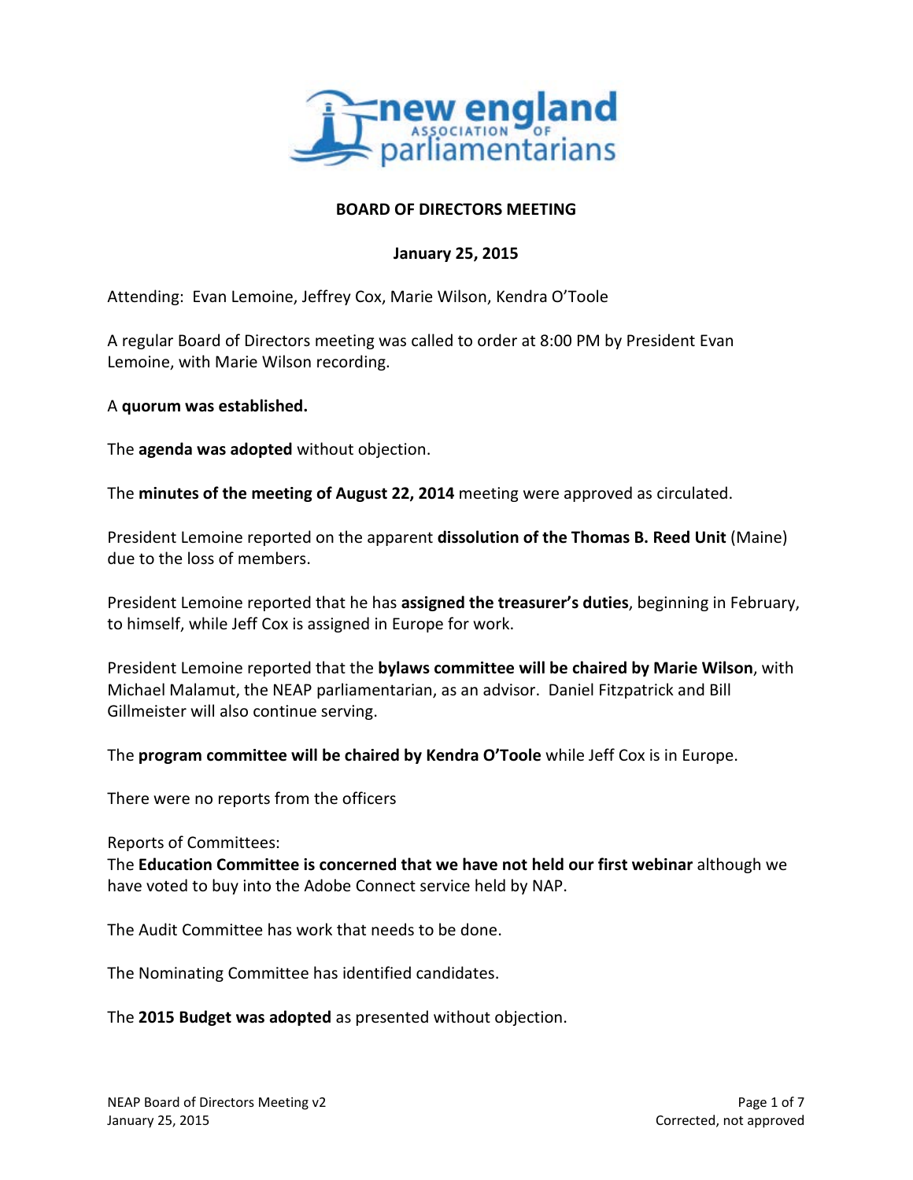new england ASSOCIATION OF parliamentarians

## BOARD OF DIRECTORS MEETING

### January 25, 2015

Attending: Evan Lemoine, Jeffrey Cox, Marie Wilson, Kendra O'Toole

A regular Board of Directors meeting was called to order at 8:00 PM by President Evan Lemoine, with Marie Wilson recording.

A **quorum was established.**

The **agenda was adopted** without objection.

The **minutes of the meeting of August 22, 2014** meeting were approved as circulated.

President Lemoine reported on the apparent **dissolution of the Thomas B. Reed Unit** (Maine) due to the loss of members.

President Lemoine reported that he has **assigned the treasurer's duties**, beginning in February, to himself, while Jeff Cox is assigned in Europe for work.

President Lemoine reported that the **bylaws committee will be chaired by Marie Wilson**, with Michael Malamut, the NEAP parliamentarian, as an advisor. Daniel Fitzpatrick and Bill Gillmeister will also continue serving.

The **program committee will be chaired by Kendra O'Toole** while Jeff Cox is in Europe.

There were no reports from the officers

Reports of Committees:
The **Education Committee is concerned that we have not held our first webinar** although we have voted to buy into the Adobe Connect service held by NAP.

The Audit Committee has work that needs to be done.

The Nominating Committee has identified candidates.

The **2015 Budget was adopted** as presented without objection.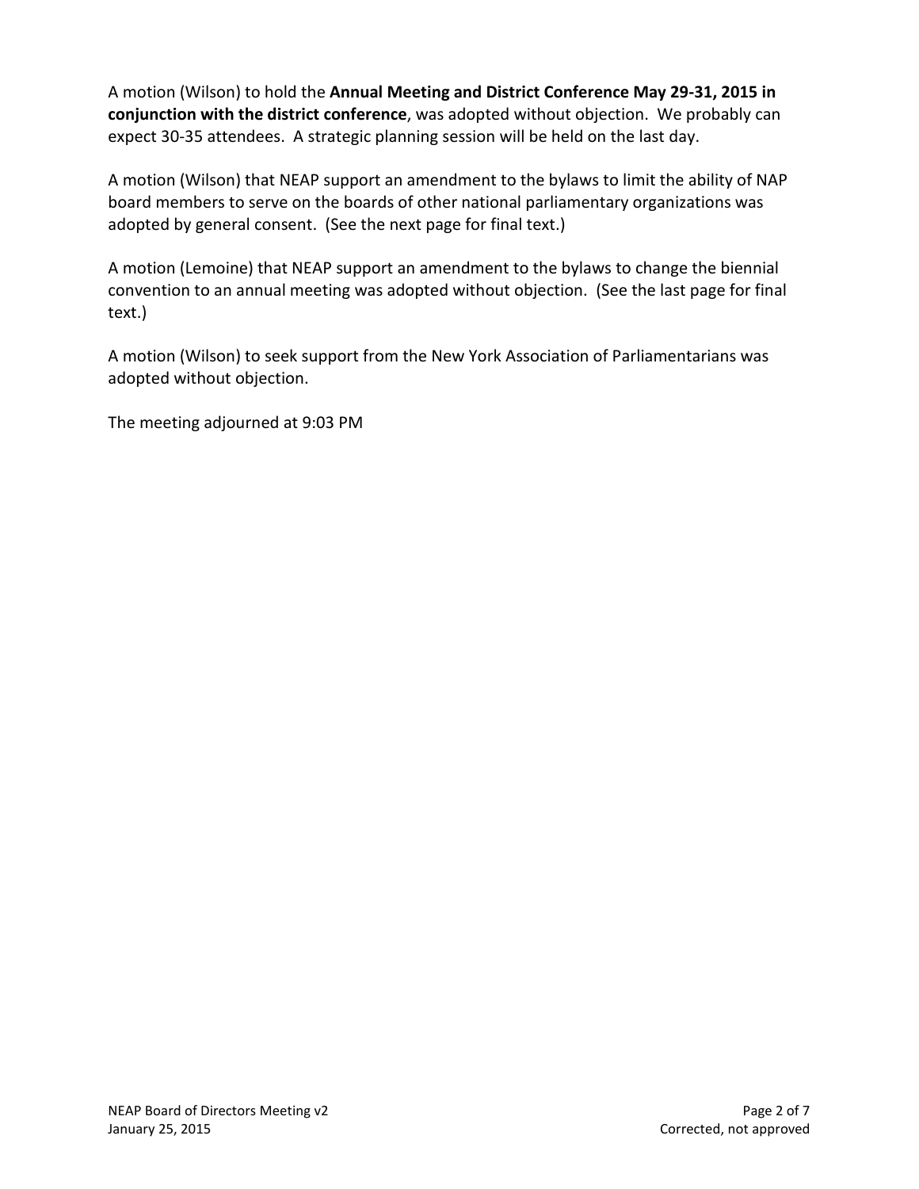A motion (Wilson) to hold the **Annual Meeting and District Conference May 29-31, 2015 in conjunction with the district conference**, was adopted without objection. We probably can expect 30-35 attendees. A strategic planning session will be held on the last day.

A motion (Wilson) that NEAP support an amendment to the bylaws to limit the ability of NAP board members to serve on the boards of other national parliamentary organizations was adopted by general consent. (See the next page for final text.)

A motion (Lemoine) that NEAP support an amendment to the bylaws to change the biennial convention to an annual meeting was adopted without objection. (See the last page for final text.)

A motion (Wilson) to seek support from the New York Association of Parliamentarians was adopted without objection.

The meeting adjourned at 9:03 PM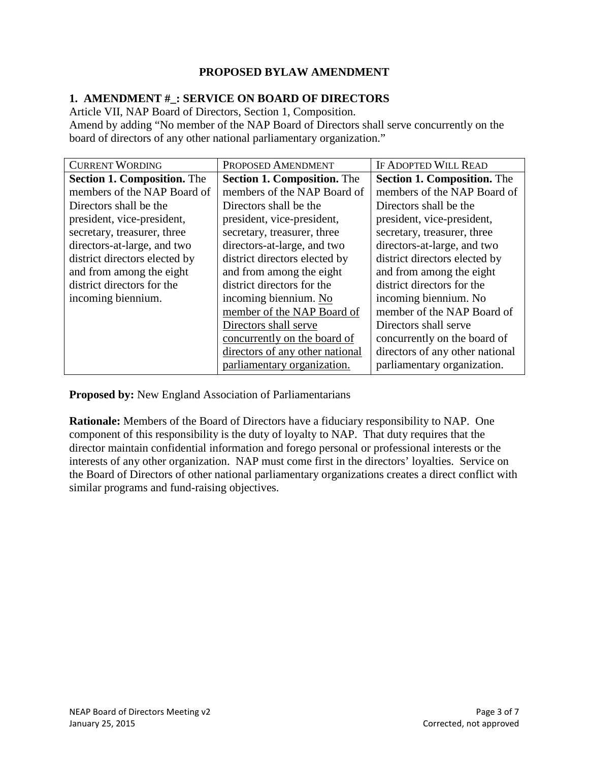# PROPOSED BYLAW AMENDMENT

## 1. AMENDMENT #_: SERVICE ON BOARD OF DIRECTORS

Article VII, NAP Board of Directors, Section 1, Composition.
Amend by adding "No member of the NAP Board of Directors shall serve concurrently on the board of directors of any other national parliamentary organization."

| CURRENT WORDING | PROPOSED AMENDMENT | IF ADOPTED WILL READ |
|---|---|---|
| **Section 1. Composition.** The members of the NAP Board of Directors shall be the president, vice-president, secretary, treasurer, three directors-at-large, and two district directors elected by and from among the eight district directors for the incoming biennium. | **Section 1. Composition.** The members of the NAP Board of Directors shall be the president, vice-president, secretary, treasurer, three directors-at-large, and two district directors elected by and from among the eight district directors for the incoming biennium. <u>No member of the NAP Board of Directors shall serve concurrently on the board of directors of any other national parliamentary organization.</u> | **Section 1. Composition.** The members of the NAP Board of Directors shall be the president, vice-president, secretary, treasurer, three directors-at-large, and two district directors elected by and from among the eight district directors for the incoming biennium. No member of the NAP Board of Directors shall serve concurrently on the board of directors of any other national parliamentary organization. |

**Proposed by:** New England Association of Parliamentarians

**Rationale:** Members of the Board of Directors have a fiduciary responsibility to NAP. One component of this responsibility is the duty of loyalty to NAP. That duty requires that the director maintain confidential information and forego personal or professional interests or the interests of any other organization. NAP must come first in the directors' loyalties. Service on the Board of Directors of other national parliamentary organizations creates a direct conflict with similar programs and fund-raising objectives.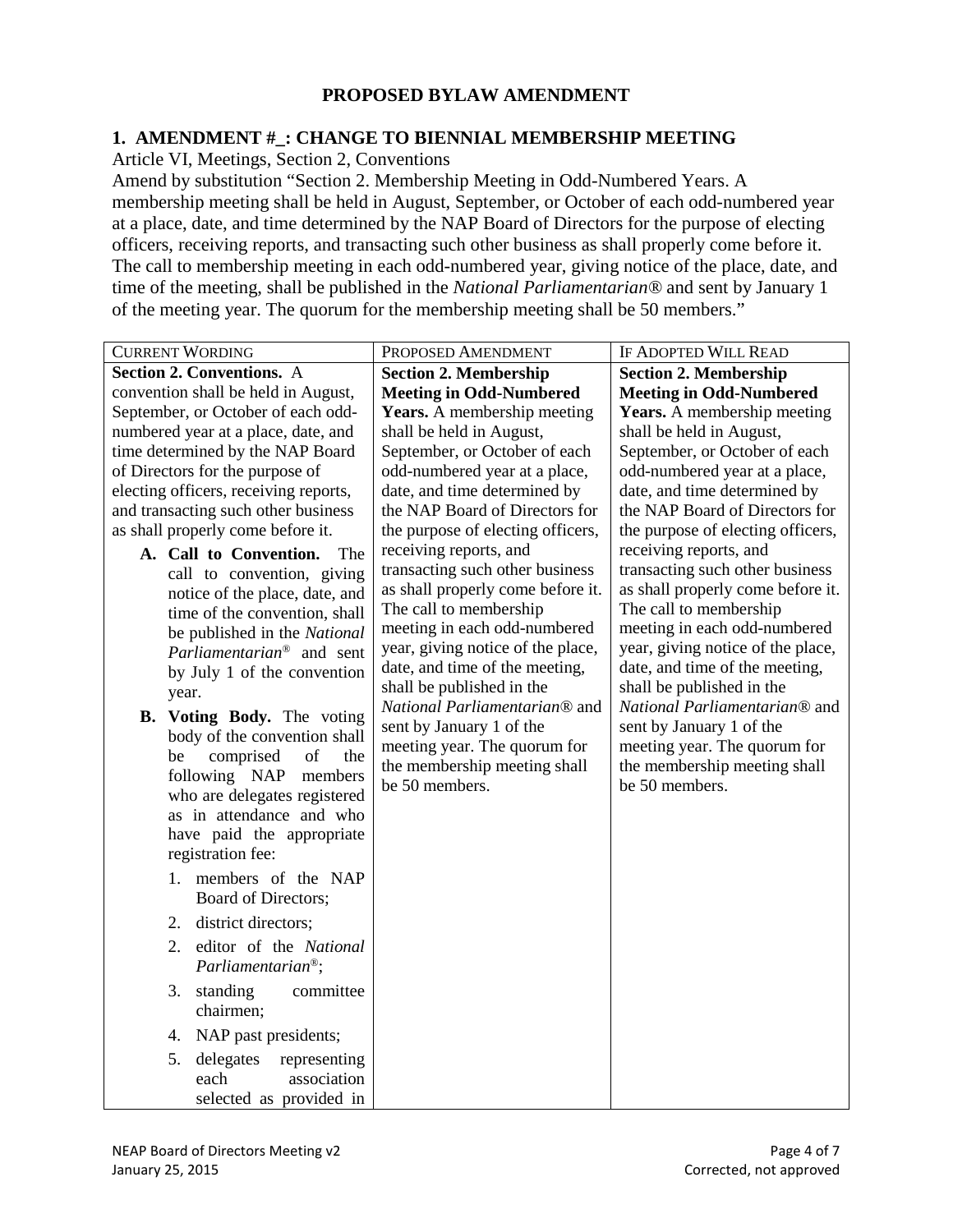## PROPOSED BYLAW AMENDMENT

### 1. AMENDMENT #_: CHANGE TO BIENNIAL MEMBERSHIP MEETING

Article VI, Meetings, Section 2, Conventions

Amend by substitution "Section 2. Membership Meeting in Odd-Numbered Years. A membership meeting shall be held in August, September, or October of each odd-numbered year at a place, date, and time determined by the NAP Board of Directors for the purpose of electing officers, receiving reports, and transacting such other business as shall properly come before it. The call to membership meeting in each odd-numbered year, giving notice of the place, date, and time of the meeting, shall be published in the *National Parliamentarian®* and sent by January 1 of the meeting year. The quorum for the membership meeting shall be 50 members."

| CURRENT WORDING | PROPOSED AMENDMENT | IF ADOPTED WILL READ |
|---|---|---|
| **Section 2. Conventions.** A convention shall be held in August, September, or October of each odd-numbered year at a place, date, and time determined by the NAP Board of Directors for the purpose of electing officers, receiving reports, and transacting such other business as shall properly come before it.<br>**A. Call to Convention.** The call to convention, giving notice of the place, date, and time of the convention, shall be published in the *National Parliamentarian®* and sent by July 1 of the convention year.<br>**B. Voting Body.** The voting body of the convention shall be comprised of the following NAP members who are delegates registered as in attendance and who have paid the appropriate registration fee:<br>1. members of the NAP Board of Directors;<br>2. district directors;<br>2. editor of the *National Parliamentarian®*;<br>3. standing committee chairmen;<br>4. NAP past presidents;<br>5. delegates representing each association selected as provided in | **Section 2. Membership Meeting in Odd-Numbered Years.** A membership meeting shall be held in August, September, or October of each odd-numbered year at a place, date, and time determined by the NAP Board of Directors for the purpose of electing officers, receiving reports, and transacting such other business as shall properly come before it. The call to membership meeting in each odd-numbered year, giving notice of the place, date, and time of the meeting, shall be published in the *National Parliamentarian®* and sent by January 1 of the meeting year. The quorum for the membership meeting shall be 50 members. | **Section 2. Membership Meeting in Odd-Numbered Years.** A membership meeting shall be held in August, September, or October of each odd-numbered year at a place, date, and time determined by the NAP Board of Directors for the purpose of electing officers, receiving reports, and transacting such other business as shall properly come before it. The call to membership meeting in each odd-numbered year, giving notice of the place, date, and time of the meeting, shall be published in the *National Parliamentarian®* and sent by January 1 of the meeting year. The quorum for the membership meeting shall be 50 members. |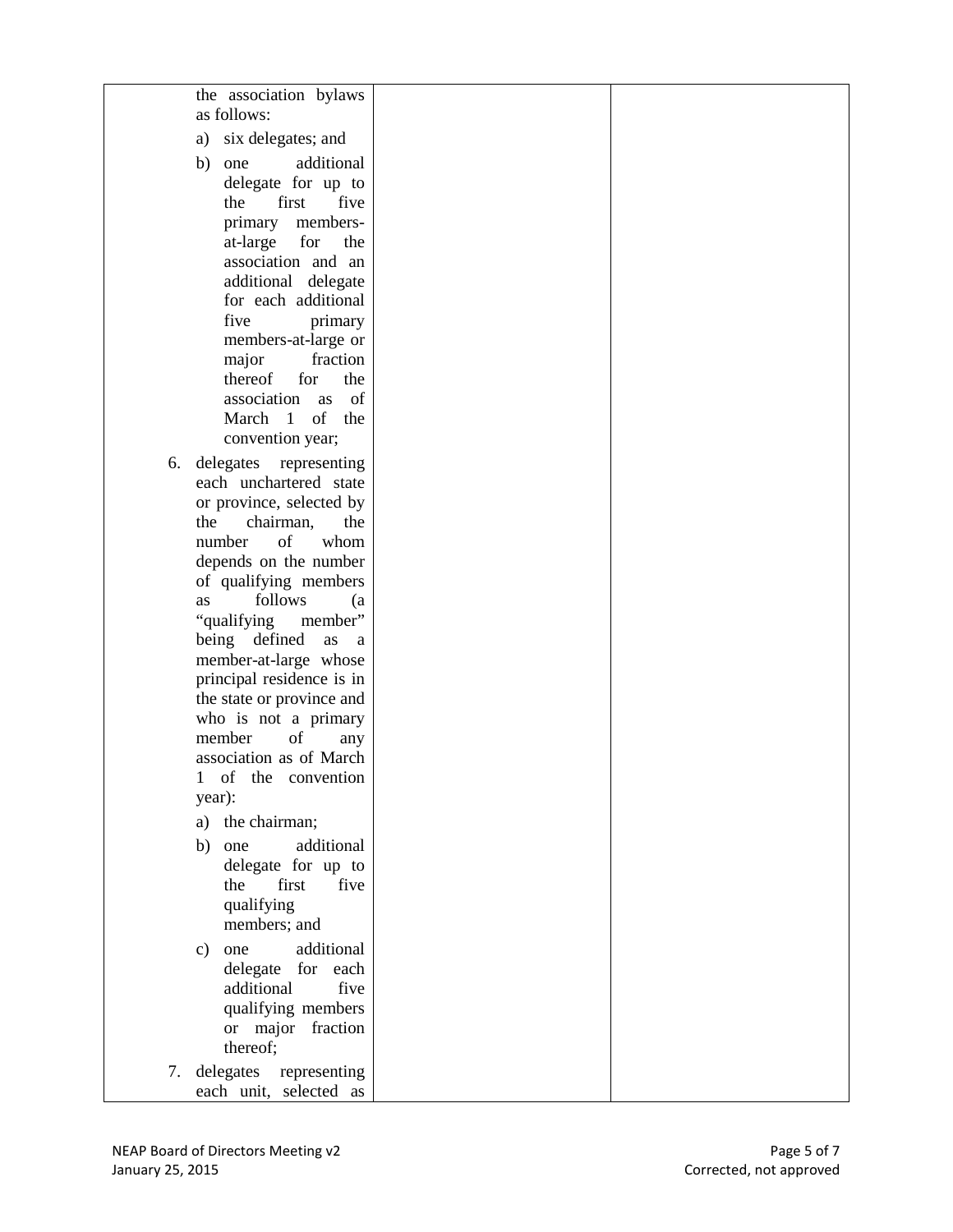| | | |
|---|---|---|
| the association bylaws as follows:<br><br>a) six delegates; and<br><br>b) one additional delegate for up to the first five primary members-at-large for the association and an additional delegate for each additional five primary members-at-large or major fraction thereof for the association as of March 1 of the convention year;<br><br>6. delegates representing each unchartered state or province, selected by the chairman, the number of whom depends on the number of qualifying members as follows (a "qualifying member" being defined as a member-at-large whose principal residence is in the state or province and who is not a primary member of any association as of March 1 of the convention year):<br><br>a) the chairman;<br><br>b) one additional delegate for up to the first five qualifying members; and<br><br>c) one additional delegate for each additional five qualifying members or major fraction thereof;<br><br>7. delegates representing each unit, selected as | | |

NEAP Board of Directors Meeting v2
January 25, 2015

Corrected, not approved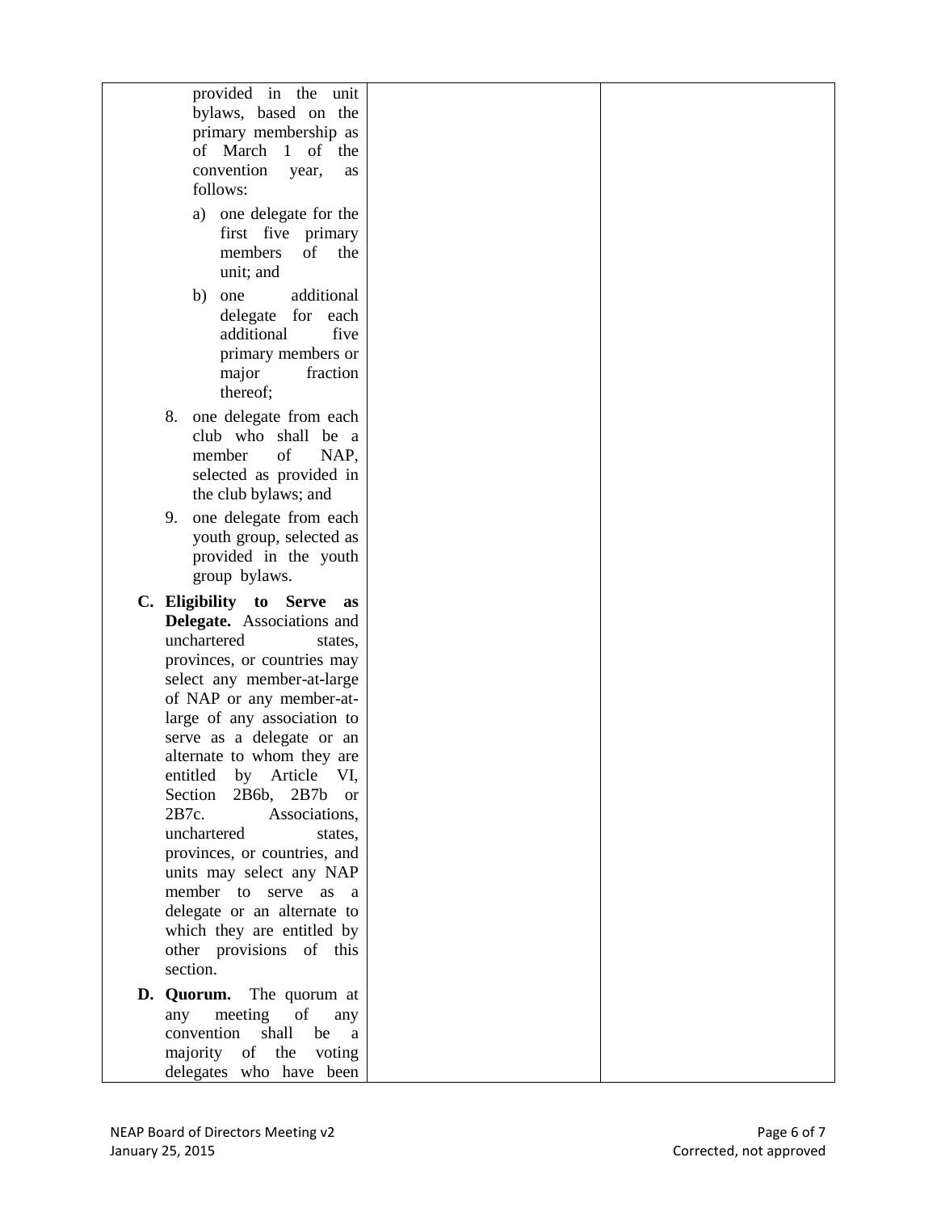| | | |
|---|---|---|
| provided in the unit bylaws, based on the primary membership as of March 1 of the convention year, as follows:<br><br>a) one delegate for the first five primary members of the unit; and<br><br>b) one additional delegate for each additional five primary members or major fraction thereof;<br><br>8. one delegate from each club who shall be a member of NAP, selected as provided in the club bylaws; and<br><br>9. one delegate from each youth group, selected as provided in the youth group bylaws.<br><br>**C. Eligibility to Serve as Delegate.** Associations and unchartered states, provinces, or countries may select any member-at-large of NAP or any member-at-large of any association to serve as a delegate or an alternate to whom they are entitled by Article VI, Section 2B6b, 2B7b or 2B7c. Associations, unchartered states, provinces, or countries, and units may select any NAP member to serve as a delegate or an alternate to which they are entitled by other provisions of this section.<br><br>**D. Quorum.** The quorum at any meeting of any convention shall be a majority of the voting delegates who have been | | |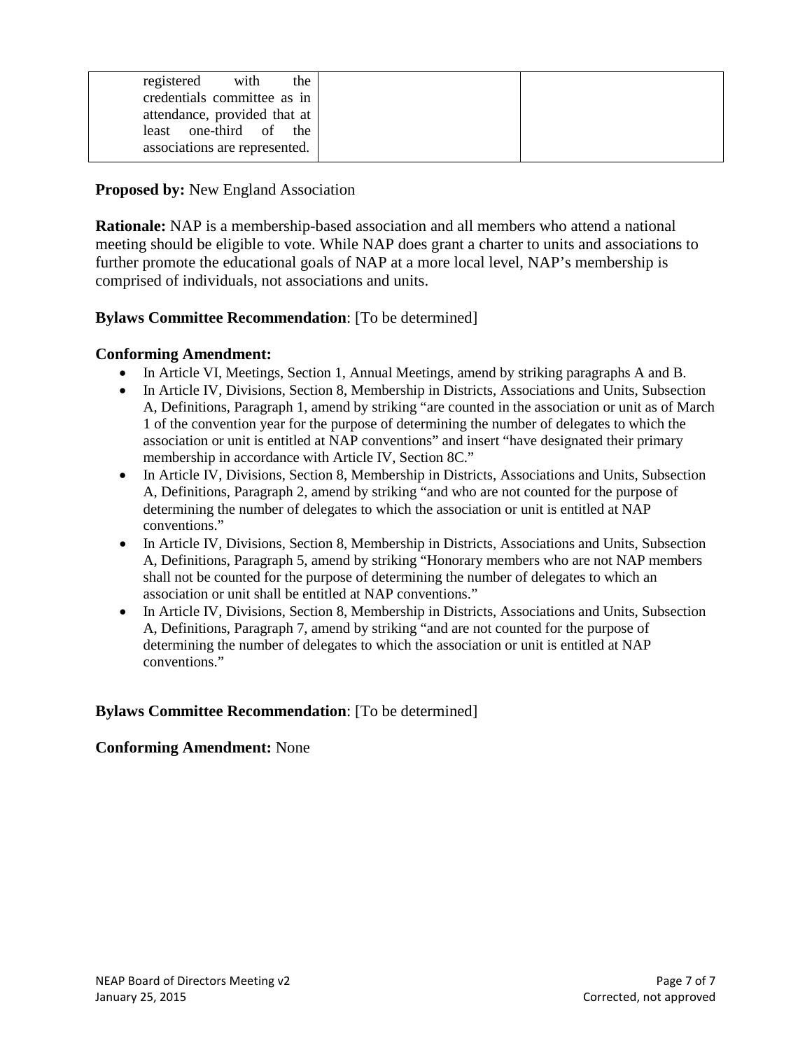| | | |
|---|---|---|
| registered with the credentials committee as in attendance, provided that at least one-third of the associations are represented. | | |

**Proposed by:** New England Association

**Rationale:** NAP is a membership-based association and all members who attend a national meeting should be eligible to vote. While NAP does grant a charter to units and associations to further promote the educational goals of NAP at a more local level, NAP's membership is comprised of individuals, not associations and units.

**Bylaws Committee Recommendation**: [To be determined]

**Conforming Amendment:**

- In Article VI, Meetings, Section 1, Annual Meetings, amend by striking paragraphs A and B.
- In Article IV, Divisions, Section 8, Membership in Districts, Associations and Units, Subsection A, Definitions, Paragraph 1, amend by striking "are counted in the association or unit as of March 1 of the convention year for the purpose of determining the number of delegates to which the association or unit is entitled at NAP conventions" and insert "have designated their primary membership in accordance with Article IV, Section 8C."
- In Article IV, Divisions, Section 8, Membership in Districts, Associations and Units, Subsection A, Definitions, Paragraph 2, amend by striking "and who are not counted for the purpose of determining the number of delegates to which the association or unit is entitled at NAP conventions."
- In Article IV, Divisions, Section 8, Membership in Districts, Associations and Units, Subsection A, Definitions, Paragraph 5, amend by striking "Honorary members who are not NAP members shall not be counted for the purpose of determining the number of delegates to which an association or unit shall be entitled at NAP conventions."
- In Article IV, Divisions, Section 8, Membership in Districts, Associations and Units, Subsection A, Definitions, Paragraph 7, amend by striking "and are not counted for the purpose of determining the number of delegates to which the association or unit is entitled at NAP conventions."

**Bylaws Committee Recommendation**: [To be determined]

**Conforming Amendment:** None